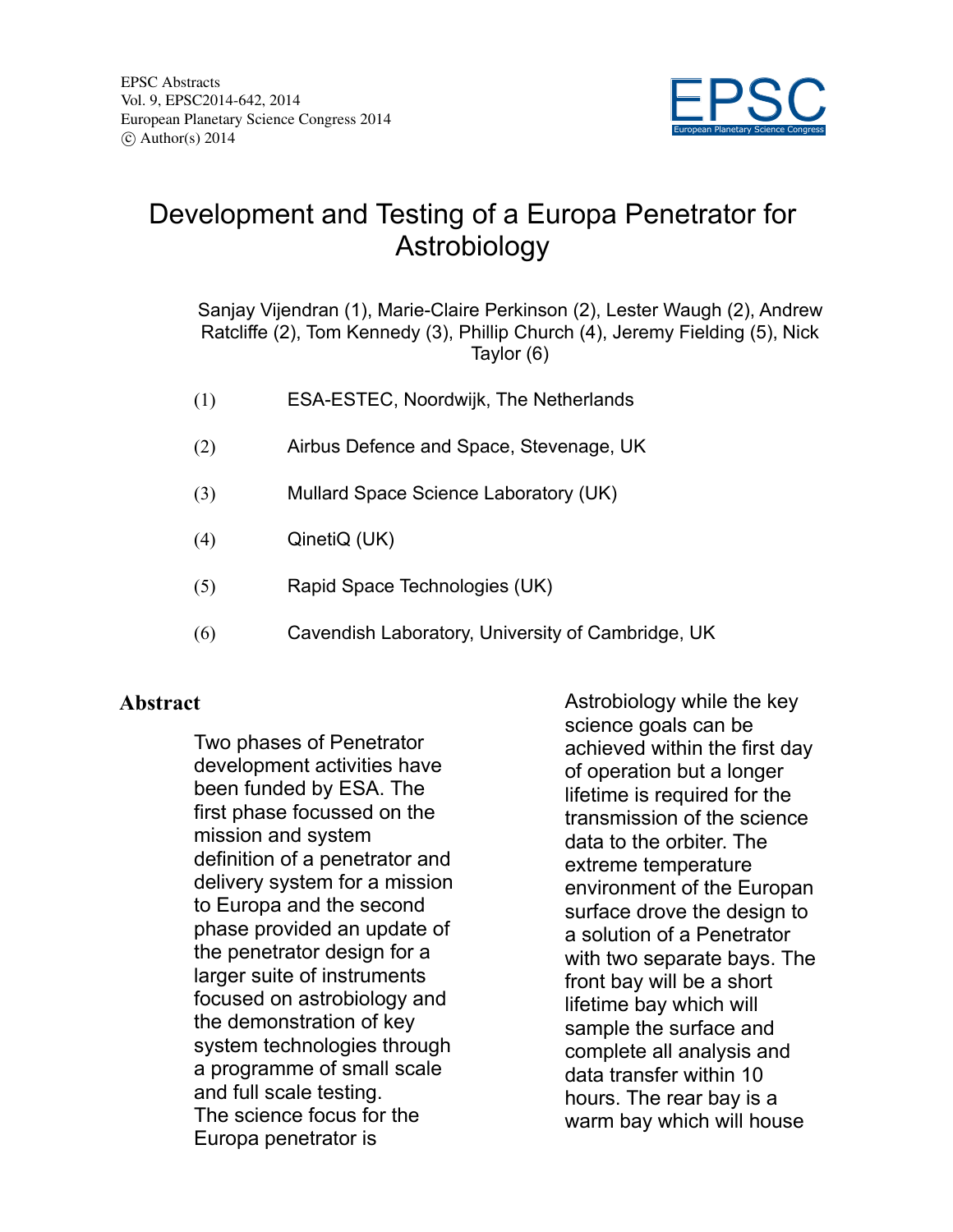# Development and Testing of a Europa Penetrator for Astrobiology

Sanjay Vijendran (1), Marie-Claire Perkinson (2), Lester Waugh (2), Andrew Ratcliffe (2), Tom Kennedy (3), Phillip Church (4), Jeremy Fielding (5), Nick Taylor (6)

(1) ESA-ESTEC, Noordwijk, The Netherlands

(2) Airbus Defence and Space, Stevenage, UK

(3) Mullard Space Science Laboratory (UK)

(4) QinetiQ (UK)

(5) Rapid Space Technologies (UK)

(6) Cavendish Laboratory, University of Cambridge, UK

## Abstract

Two phases of Penetrator development activities have been funded by ESA. The first phase focussed on the mission and system definition of a penetrator and delivery system for a mission to Europa and the second phase provided an update of the penetrator design for a larger suite of instruments focused on astrobiology and the demonstration of key system technologies through a programme of small scale and full scale testing.
The science focus for the Europa penetrator is Astrobiology while the key science goals can be achieved within the first day of operation but a longer lifetime is required for the transmission of the science data to the orbiter. The extreme temperature environment of the Europan surface drove the design to a solution of a Penetrator with two separate bays. The front bay will be a short lifetime bay which will sample the surface and complete all analysis and data transfer within 10 hours. The rear bay is a warm bay which will house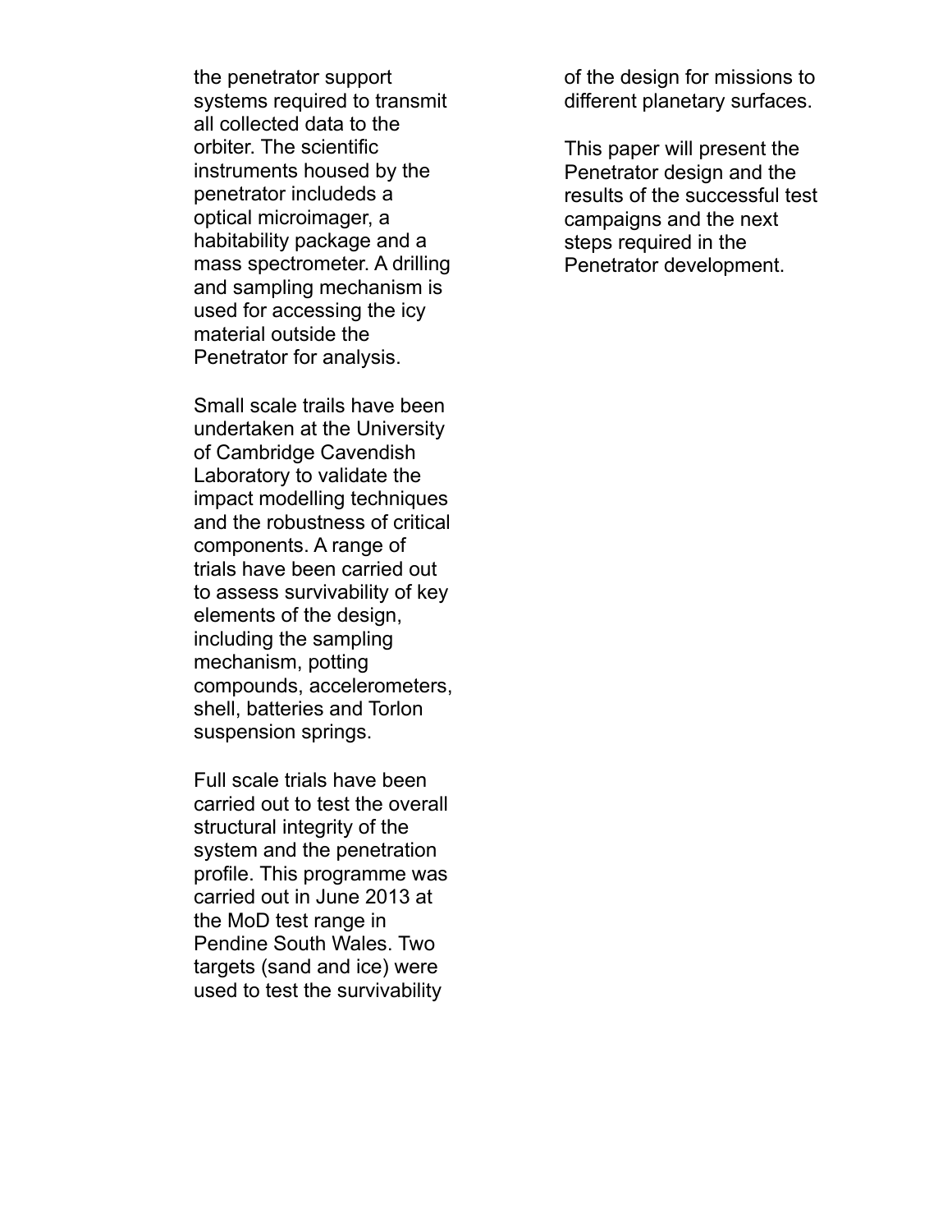the penetrator support systems required to transmit all collected data to the orbiter. The scientific instruments housed by the penetrator includeds a optical microimager, a habitability package and a mass spectrometer. A drilling and sampling mechanism is used for accessing the icy material outside the Penetrator for analysis.

Small scale trails have been undertaken at the University of Cambridge Cavendish Laboratory to validate the impact modelling techniques and the robustness of critical components. A range of trials have been carried out to assess survivability of key elements of the design, including the sampling mechanism, potting compounds, accelerometers, shell, batteries and Torlon suspension springs.

Full scale trials have been carried out to test the overall structural integrity of the system and the penetration profile. This programme was carried out in June 2013 at the MoD test range in Pendine South Wales. Two targets (sand and ice) were used to test the survivability of the design for missions to different planetary surfaces.

This paper will present the Penetrator design and the results of the successful test campaigns and the next steps required in the Penetrator development.